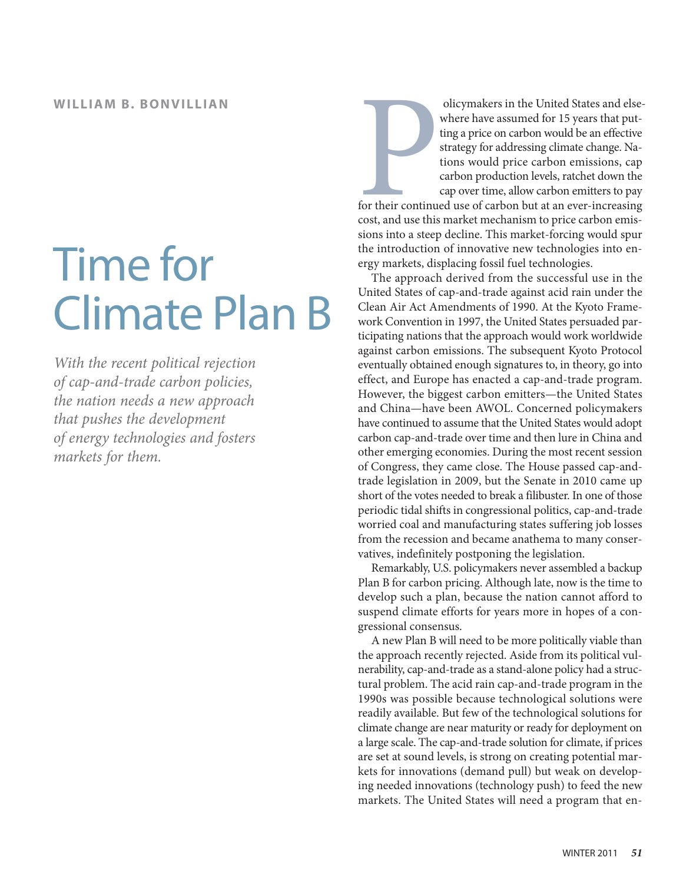**WILLIAM B. BONVILLIAN**

# Time for Climate Plan B

*With the recent political rejection of cap-and-trade carbon policies, the nation needs a new approach that pushes the development of energy technologies and fosters markets for them.*

Policymakers in the United States and elsewhere have assumed for 15 years that putting a price on carbon would be an effective strategy for addressing climate change. Nations would price carbon emissions, cap carbon production levels, ratchet down the cap over time, allow carbon emitters to pay for their continued use of carbon but at an ever-increasing cost, and use this market mechanism to price carbon emissions into a steep decline. This market-forcing would spur the introduction of innovative new technologies into energy markets, displacing fossil fuel technologies.

The approach derived from the successful use in the United States of cap-and-trade against acid rain under the Clean Air Act Amendments of 1990. At the Kyoto Framework Convention in 1997, the United States persuaded participating nations that the approach would work worldwide against carbon emissions. The subsequent Kyoto Protocol eventually obtained enough signatures to, in theory, go into effect, and Europe has enacted a cap-and-trade program. However, the biggest carbon emitters—the United States and China—have been AWOL. Concerned policymakers have continued to assume that the United States would adopt carbon cap-and-trade over time and then lure in China and other emerging economies. During the most recent session of Congress, they came close. The House passed cap-and-trade legislation in 2009, but the Senate in 2010 came up short of the votes needed to break a filibuster. In one of those periodic tidal shifts in congressional politics, cap-and-trade worried coal and manufacturing states suffering job losses from the recession and became anathema to many conservatives, indefinitely postponing the legislation.

Remarkably, U.S. policymakers never assembled a backup Plan B for carbon pricing. Although late, now is the time to develop such a plan, because the nation cannot afford to suspend climate efforts for years more in hopes of a congressional consensus.

A new Plan B will need to be more politically viable than the approach recently rejected. Aside from its political vulnerability, cap-and-trade as a stand-alone policy had a structural problem. The acid rain cap-and-trade program in the 1990s was possible because technological solutions were readily available. But few of the technological solutions for climate change are near maturity or ready for deployment on a large scale. The cap-and-trade solution for climate, if prices are set at sound levels, is strong on creating potential markets for innovations (demand pull) but weak on developing needed innovations (technology push) to feed the new markets. The United States will need a program that en-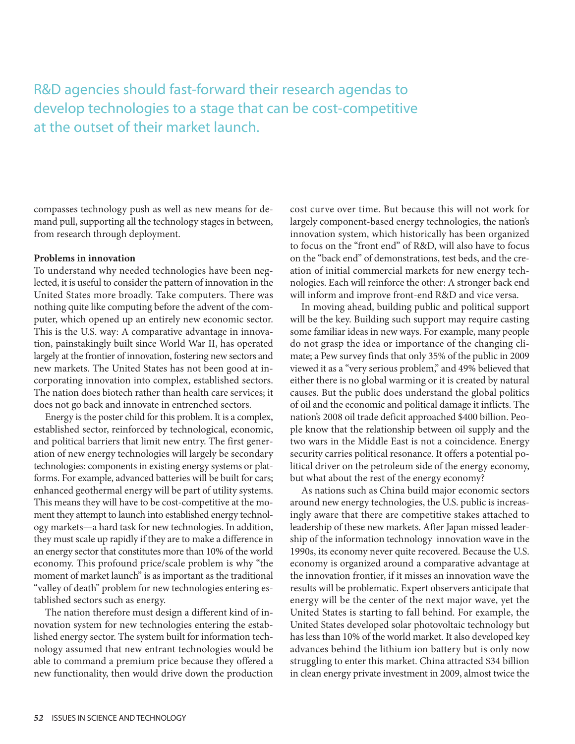R&D agencies should fast-forward their research agendas to develop technologies to a stage that can be cost-competitive at the outset of their market launch.

compasses technology push as well as new means for demand pull, supporting all the technology stages in between, from research through deployment.

**Problems in innovation**

To understand why needed technologies have been neglected, it is useful to consider the pattern of innovation in the United States more broadly. Take computers. There was nothing quite like computing before the advent of the computer, which opened up an entirely new economic sector. This is the U.S. way: A comparative advantage in innovation, painstakingly built since World War II, has operated largely at the frontier of innovation, fostering new sectors and new markets. The United States has not been good at incorporating innovation into complex, established sectors. The nation does biotech rather than health care services; it does not go back and innovate in entrenched sectors.

Energy is the poster child for this problem. It is a complex, established sector, reinforced by technological, economic, and political barriers that limit new entry. The first generation of new energy technologies will largely be secondary technologies: components in existing energy systems or platforms. For example, advanced batteries will be built for cars; enhanced geothermal energy will be part of utility systems. This means they will have to be cost-competitive at the moment they attempt to launch into established energy technology markets—a hard task for new technologies. In addition, they must scale up rapidly if they are to make a difference in an energy sector that constitutes more than 10% of the world economy. This profound price/scale problem is why "the moment of market launch" is as important as the traditional "valley of death" problem for new technologies entering established sectors such as energy.

The nation therefore must design a different kind of innovation system for new technologies entering the established energy sector. The system built for information technology assumed that new entrant technologies would be able to command a premium price because they offered a new functionality, then would drive down the production cost curve over time. But because this will not work for largely component-based energy technologies, the nation's innovation system, which historically has been organized to focus on the "front end" of R&D, will also have to focus on the "back end" of demonstrations, test beds, and the creation of initial commercial markets for new energy technologies. Each will reinforce the other: A stronger back end will inform and improve front-end R&D and vice versa.

In moving ahead, building public and political support will be the key. Building such support may require casting some familiar ideas in new ways. For example, many people do not grasp the idea or importance of the changing climate; a Pew survey finds that only 35% of the public in 2009 viewed it as a "very serious problem," and 49% believed that either there is no global warming or it is created by natural causes. But the public does understand the global politics of oil and the economic and political damage it inflicts. The nation's 2008 oil trade deficit approached $400 billion. People know that the relationship between oil supply and the two wars in the Middle East is not a coincidence. Energy security carries political resonance. It offers a potential political driver on the petroleum side of the energy economy, but what about the rest of the energy economy?

As nations such as China build major economic sectors around new energy technologies, the U.S. public is increasingly aware that there are competitive stakes attached to leadership of these new markets. After Japan missed leadership of the information technology innovation wave in the 1990s, its economy never quite recovered. Because the U.S. economy is organized around a comparative advantage at the innovation frontier, if it misses an innovation wave the results will be problematic. Expert observers anticipate that energy will be the center of the next major wave, yet the United States is starting to fall behind. For example, the United States developed solar photovoltaic technology but has less than 10% of the world market. It also developed key advances behind the lithium ion battery but is only now struggling to enter this market. China attracted $34 billion in clean energy private investment in 2009, almost twice the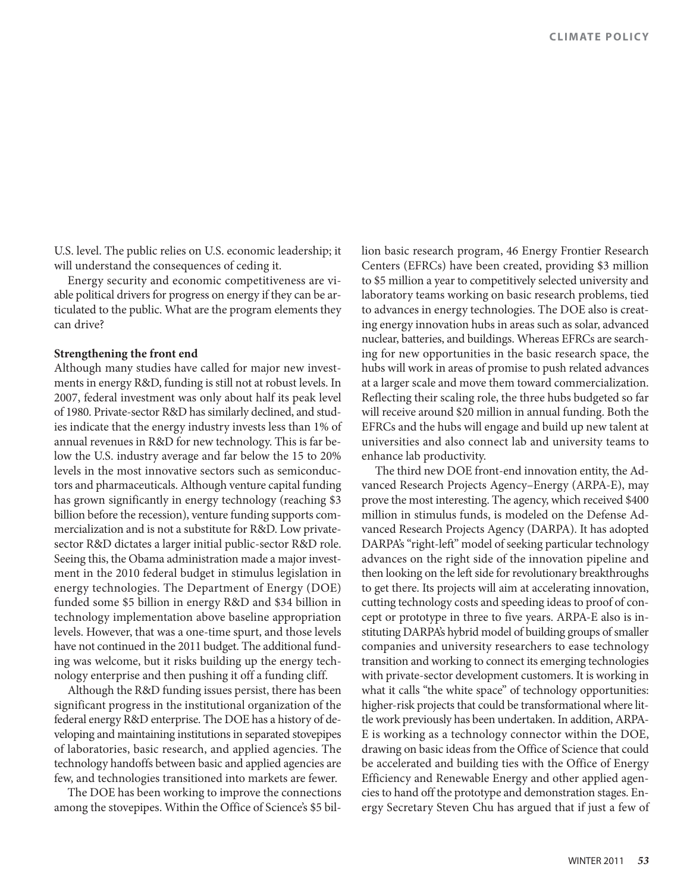U.S. level. The public relies on U.S. economic leadership; it will understand the consequences of ceding it.

Energy security and economic competitiveness are viable political drivers for progress on energy if they can be articulated to the public. What are the program elements they can drive?

**Strengthening the front end**

Although many studies have called for major new investments in energy R&D, funding is still not at robust levels. In 2007, federal investment was only about half its peak level of 1980. Private-sector R&D has similarly declined, and studies indicate that the energy industry invests less than 1% of annual revenues in R&D for new technology. This is far below the U.S. industry average and far below the 15 to 20% levels in the most innovative sectors such as semiconductors and pharmaceuticals. Although venture capital funding has grown significantly in energy technology (reaching $3 billion before the recession), venture funding supports commercialization and is not a substitute for R&D. Low private-sector R&D dictates a larger initial public-sector R&D role. Seeing this, the Obama administration made a major investment in the 2010 federal budget in stimulus legislation in energy technologies. The Department of Energy (DOE) funded some $5 billion in energy R&D and $34 billion in technology implementation above baseline appropriation levels. However, that was a one-time spurt, and those levels have not continued in the 2011 budget. The additional funding was welcome, but it risks building up the energy technology enterprise and then pushing it off a funding cliff.

Although the R&D funding issues persist, there has been significant progress in the institutional organization of the federal energy R&D enterprise. The DOE has a history of developing and maintaining institutions in separated stovepipes of laboratories, basic research, and applied agencies. The technology handoffs between basic and applied agencies are few, and technologies transitioned into markets are fewer.

The DOE has been working to improve the connections among the stovepipes. Within the Office of Science's $5 billion basic research program, 46 Energy Frontier Research Centers (EFRCs) have been created, providing $3 million to $5 million a year to competitively selected university and laboratory teams working on basic research problems, tied to advances in energy technologies. The DOE also is creating energy innovation hubs in areas such as solar, advanced nuclear, batteries, and buildings. Whereas EFRCs are searching for new opportunities in the basic research space, the hubs will work in areas of promise to push related advances at a larger scale and move them toward commercialization. Reflecting their scaling role, the three hubs budgeted so far will receive around $20 million in annual funding. Both the EFRCs and the hubs will engage and build up new talent at universities and also connect lab and university teams to enhance lab productivity.

The third new DOE front-end innovation entity, the Advanced Research Projects Agency–Energy (ARPA-E), may prove the most interesting. The agency, which received $400 million in stimulus funds, is modeled on the Defense Advanced Research Projects Agency (DARPA). It has adopted DARPA's "right-left" model of seeking particular technology advances on the right side of the innovation pipeline and then looking on the left side for revolutionary breakthroughs to get there. Its projects will aim at accelerating innovation, cutting technology costs and speeding ideas to proof of concept or prototype in three to five years. ARPA-E also is instituting DARPA's hybrid model of building groups of smaller companies and university researchers to ease technology transition and working to connect its emerging technologies with private-sector development customers. It is working in what it calls "the white space" of technology opportunities: higher-risk projects that could be transformational where little work previously has been undertaken. In addition, ARPA-E is working as a technology connector within the DOE, drawing on basic ideas from the Office of Science that could be accelerated and building ties with the Office of Energy Efficiency and Renewable Energy and other applied agencies to hand off the prototype and demonstration stages. Energy Secretary Steven Chu has argued that if just a few of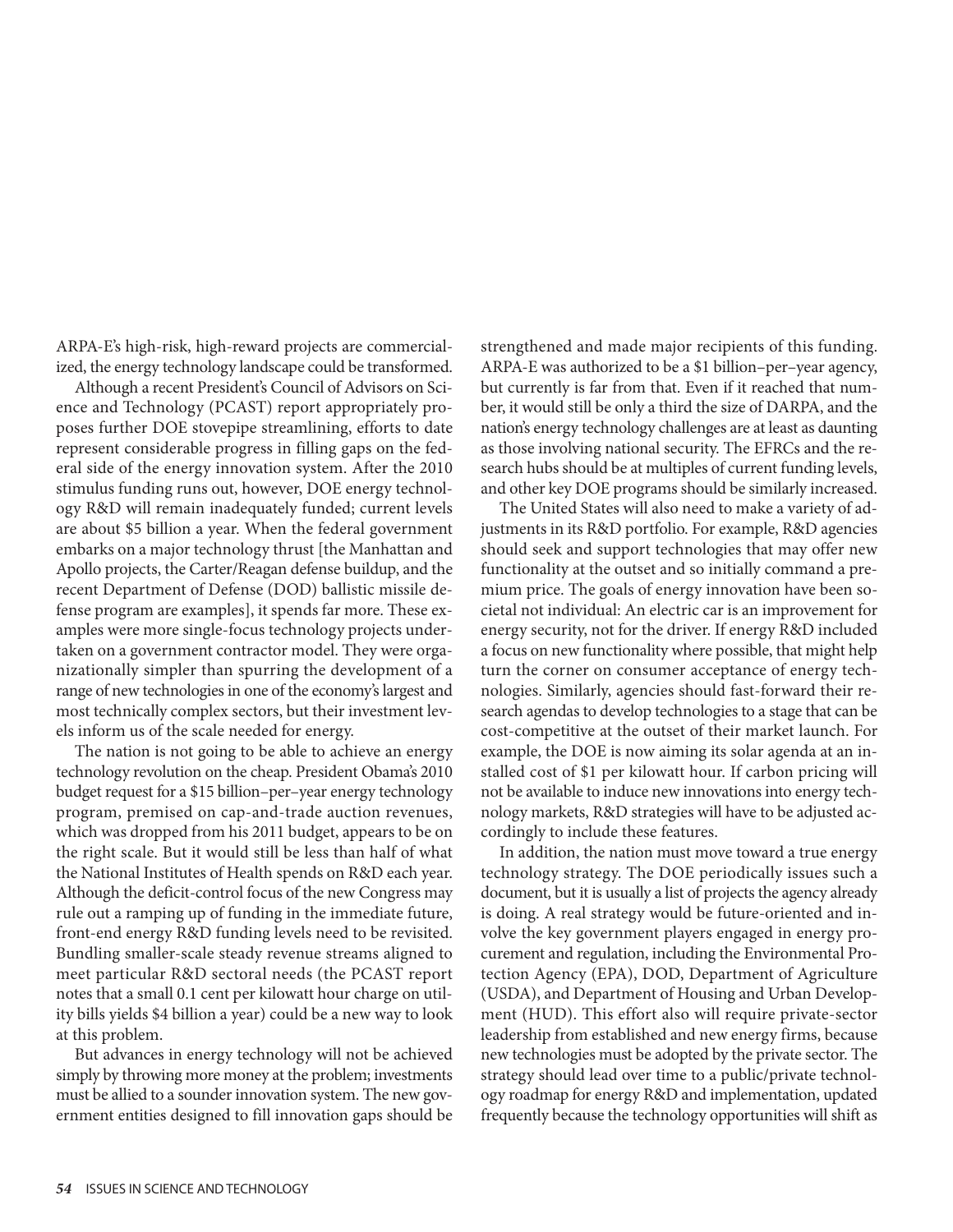ARPA-E's high-risk, high-reward projects are commercialized, the energy technology landscape could be transformed.

Although a recent President's Council of Advisors on Science and Technology (PCAST) report appropriately proposes further DOE stovepipe streamlining, efforts to date represent considerable progress in filling gaps on the federal side of the energy innovation system. After the 2010 stimulus funding runs out, however, DOE energy technology R&D will remain inadequately funded; current levels are about $5 billion a year. When the federal government embarks on a major technology thrust [the Manhattan and Apollo projects, the Carter/Reagan defense buildup, and the recent Department of Defense (DOD) ballistic missile defense program are examples], it spends far more. These examples were more single-focus technology projects undertaken on a government contractor model. They were organizationally simpler than spurring the development of a range of new technologies in one of the economy's largest and most technically complex sectors, but their investment levels inform us of the scale needed for energy.

The nation is not going to be able to achieve an energy technology revolution on the cheap. President Obama's 2010 budget request for a $15 billion–per–year energy technology program, premised on cap-and-trade auction revenues, which was dropped from his 2011 budget, appears to be on the right scale. But it would still be less than half of what the National Institutes of Health spends on R&D each year. Although the deficit-control focus of the new Congress may rule out a ramping up of funding in the immediate future, front-end energy R&D funding levels need to be revisited. Bundling smaller-scale steady revenue streams aligned to meet particular R&D sectoral needs (the PCAST report notes that a small 0.1 cent per kilowatt hour charge on utility bills yields $4 billion a year) could be a new way to look at this problem.

But advances in energy technology will not be achieved simply by throwing more money at the problem; investments must be allied to a sounder innovation system. The new government entities designed to fill innovation gaps should be strengthened and made major recipients of this funding. ARPA-E was authorized to be a $1 billion–per–year agency, but currently is far from that. Even if it reached that number, it would still be only a third the size of DARPA, and the nation's energy technology challenges are at least as daunting as those involving national security. The EFRCs and the research hubs should be at multiples of current funding levels, and other key DOE programs should be similarly increased.

The United States will also need to make a variety of adjustments in its R&D portfolio. For example, R&D agencies should seek and support technologies that may offer new functionality at the outset and so initially command a premium price. The goals of energy innovation have been societal not individual: An electric car is an improvement for energy security, not for the driver. If energy R&D included a focus on new functionality where possible, that might help turn the corner on consumer acceptance of energy technologies. Similarly, agencies should fast-forward their research agendas to develop technologies to a stage that can be cost-competitive at the outset of their market launch. For example, the DOE is now aiming its solar agenda at an installed cost of $1 per kilowatt hour. If carbon pricing will not be available to induce new innovations into energy technology markets, R&D strategies will have to be adjusted accordingly to include these features.

In addition, the nation must move toward a true energy technology strategy. The DOE periodically issues such a document, but it is usually a list of projects the agency already is doing. A real strategy would be future-oriented and involve the key government players engaged in energy procurement and regulation, including the Environmental Protection Agency (EPA), DOD, Department of Agriculture (USDA), and Department of Housing and Urban Development (HUD). This effort also will require private-sector leadership from established and new energy firms, because new technologies must be adopted by the private sector. The strategy should lead over time to a public/private technology roadmap for energy R&D and implementation, updated frequently because the technology opportunities will shift as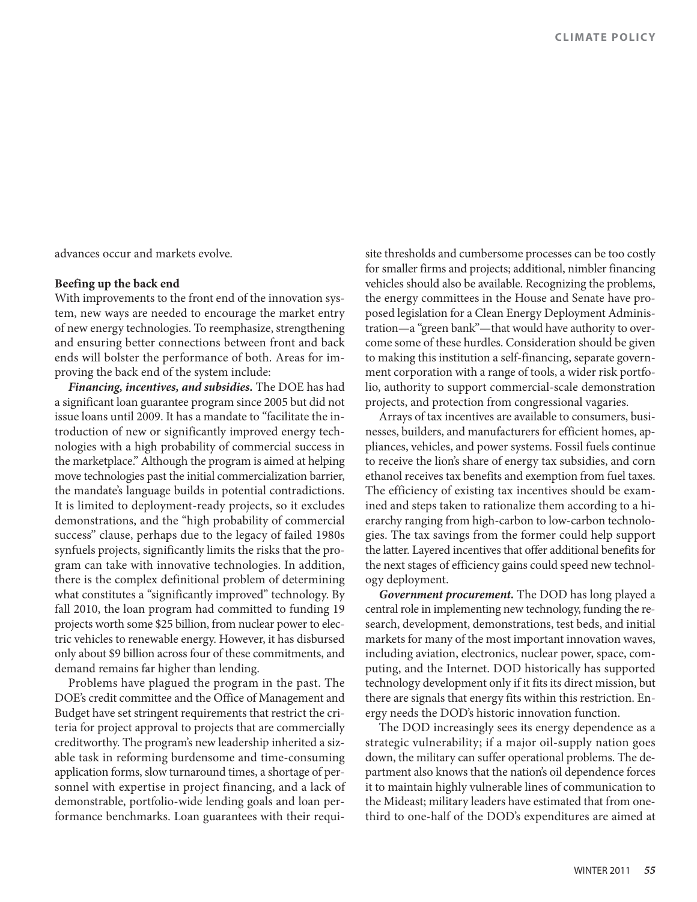advances occur and markets evolve.

**Beefing up the back end**

With improvements to the front end of the innovation system, new ways are needed to encourage the market entry of new energy technologies. To reemphasize, strengthening and ensuring better connections between front and back ends will bolster the performance of both. Areas for improving the back end of the system include:

***Financing, incentives, and subsidies.*** The DOE has had a significant loan guarantee program since 2005 but did not issue loans until 2009. It has a mandate to "facilitate the introduction of new or significantly improved energy technologies with a high probability of commercial success in the marketplace." Although the program is aimed at helping move technologies past the initial commercialization barrier, the mandate's language builds in potential contradictions. It is limited to deployment-ready projects, so it excludes demonstrations, and the "high probability of commercial success" clause, perhaps due to the legacy of failed 1980s synfuels projects, significantly limits the risks that the program can take with innovative technologies. In addition, there is the complex definitional problem of determining what constitutes a "significantly improved" technology. By fall 2010, the loan program had committed to funding 19 projects worth some $25 billion, from nuclear power to electric vehicles to renewable energy. However, it has disbursed only about $9 billion across four of these commitments, and demand remains far higher than lending.

Problems have plagued the program in the past. The DOE's credit committee and the Office of Management and Budget have set stringent requirements that restrict the criteria for project approval to projects that are commercially creditworthy. The program's new leadership inherited a sizable task in reforming burdensome and time-consuming application forms, slow turnaround times, a shortage of personnel with expertise in project financing, and a lack of demonstrable, portfolio-wide lending goals and loan performance benchmarks. Loan guarantees with their requisite thresholds and cumbersome processes can be too costly for smaller firms and projects; additional, nimbler financing vehicles should also be available. Recognizing the problems, the energy committees in the House and Senate have proposed legislation for a Clean Energy Deployment Administration—a "green bank"—that would have authority to overcome some of these hurdles. Consideration should be given to making this institution a self-financing, separate government corporation with a range of tools, a wider risk portfolio, authority to support commercial-scale demonstration projects, and protection from congressional vagaries.

Arrays of tax incentives are available to consumers, businesses, builders, and manufacturers for efficient homes, appliances, vehicles, and power systems. Fossil fuels continue to receive the lion's share of energy tax subsidies, and corn ethanol receives tax benefits and exemption from fuel taxes. The efficiency of existing tax incentives should be examined and steps taken to rationalize them according to a hierarchy ranging from high-carbon to low-carbon technologies. The tax savings from the former could help support the latter. Layered incentives that offer additional benefits for the next stages of efficiency gains could speed new technology deployment.

***Government procurement.*** The DOD has long played a central role in implementing new technology, funding the research, development, demonstrations, test beds, and initial markets for many of the most important innovation waves, including aviation, electronics, nuclear power, space, computing, and the Internet. DOD historically has supported technology development only if it fits its direct mission, but there are signals that energy fits within this restriction. Energy needs the DOD's historic innovation function.

The DOD increasingly sees its energy dependence as a strategic vulnerability; if a major oil-supply nation goes down, the military can suffer operational problems. The department also knows that the nation's oil dependence forces it to maintain highly vulnerable lines of communication to the Mideast; military leaders have estimated that from one-third to one-half of the DOD's expenditures are aimed at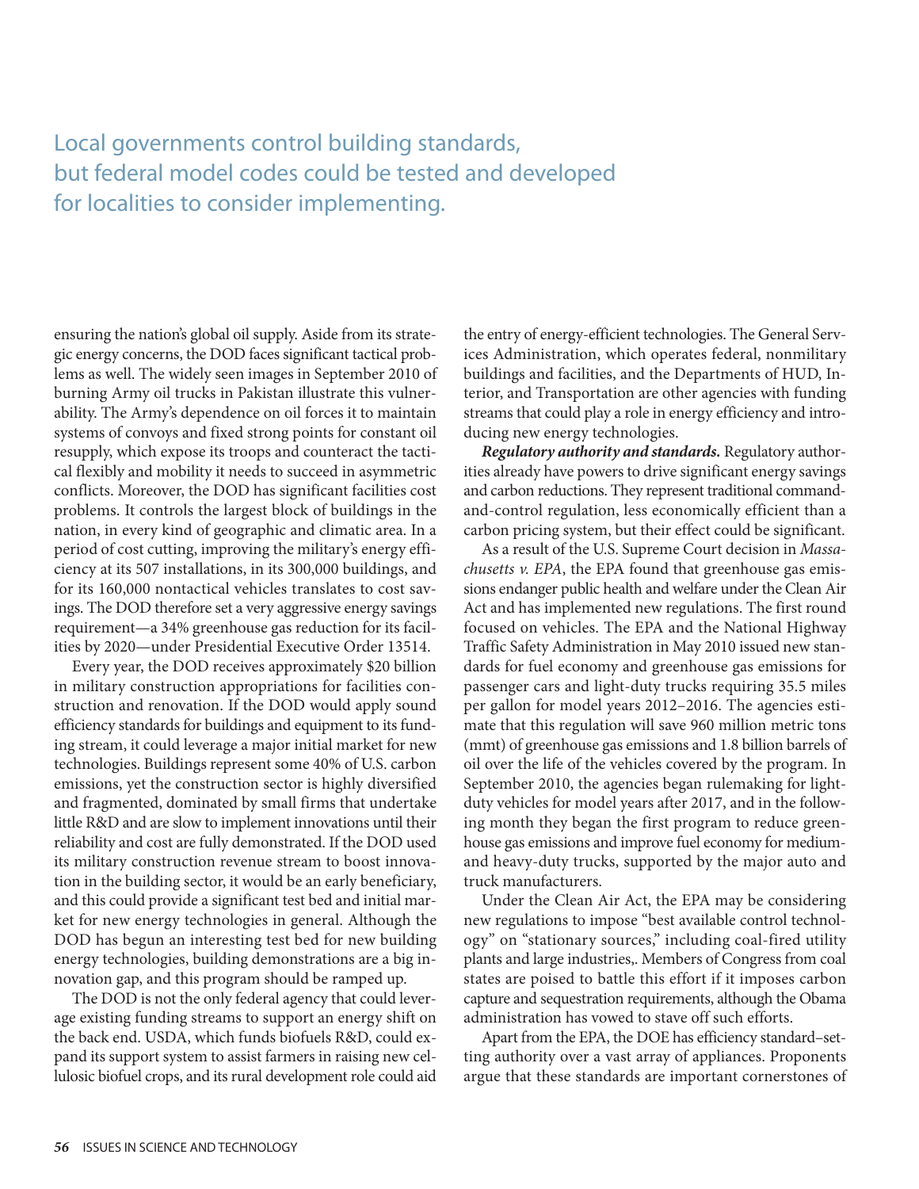> Local governments control building standards, but federal model codes could be tested and developed for localities to consider implementing.

ensuring the nation's global oil supply. Aside from its strategic energy concerns, the DOD faces significant tactical problems as well. The widely seen images in September 2010 of burning Army oil trucks in Pakistan illustrate this vulnerability. The Army's dependence on oil forces it to maintain systems of convoys and fixed strong points for constant oil resupply, which expose its troops and counteract the tactical flexibly and mobility it needs to succeed in asymmetric conflicts. Moreover, the DOD has significant facilities cost problems. It controls the largest block of buildings in the nation, in every kind of geographic and climatic area. In a period of cost cutting, improving the military's energy efficiency at its 507 installations, in its 300,000 buildings, and for its 160,000 nontactical vehicles translates to cost savings. The DOD therefore set a very aggressive energy savings requirement—a 34% greenhouse gas reduction for its facilities by 2020—under Presidential Executive Order 13514.

Every year, the DOD receives approximately $20 billion in military construction appropriations for facilities construction and renovation. If the DOD would apply sound efficiency standards for buildings and equipment to its funding stream, it could leverage a major initial market for new technologies. Buildings represent some 40% of U.S. carbon emissions, yet the construction sector is highly diversified and fragmented, dominated by small firms that undertake little R&D and are slow to implement innovations until their reliability and cost are fully demonstrated. If the DOD used its military construction revenue stream to boost innovation in the building sector, it would be an early beneficiary, and this could provide a significant test bed and initial market for new energy technologies in general. Although the DOD has begun an interesting test bed for new building energy technologies, building demonstrations are a big innovation gap, and this program should be ramped up.

The DOD is not the only federal agency that could leverage existing funding streams to support an energy shift on the back end. USDA, which funds biofuels R&D, could expand its support system to assist farmers in raising new cellulosic biofuel crops, and its rural development role could aid the entry of energy-efficient technologies. The General Services Administration, which operates federal, nonmilitary buildings and facilities, and the Departments of HUD, Interior, and Transportation are other agencies with funding streams that could play a role in energy efficiency and introducing new energy technologies.

***Regulatory authority and standards.*** Regulatory authorities already have powers to drive significant energy savings and carbon reductions. They represent traditional command-and-control regulation, less economically efficient than a carbon pricing system, but their effect could be significant.

As a result of the U.S. Supreme Court decision in *Massachusetts v. EPA*, the EPA found that greenhouse gas emissions endanger public health and welfare under the Clean Air Act and has implemented new regulations. The first round focused on vehicles. The EPA and the National Highway Traffic Safety Administration in May 2010 issued new standards for fuel economy and greenhouse gas emissions for passenger cars and light-duty trucks requiring 35.5 miles per gallon for model years 2012–2016. The agencies estimate that this regulation will save 960 million metric tons (mmt) of greenhouse gas emissions and 1.8 billion barrels of oil over the life of the vehicles covered by the program. In September 2010, the agencies began rulemaking for light-duty vehicles for model years after 2017, and in the following month they began the first program to reduce greenhouse gas emissions and improve fuel economy for medium- and heavy-duty trucks, supported by the major auto and truck manufacturers.

Under the Clean Air Act, the EPA may be considering new regulations to impose "best available control technology" on "stationary sources," including coal-fired utility plants and large industries,. Members of Congress from coal states are poised to battle this effort if it imposes carbon capture and sequestration requirements, although the Obama administration has vowed to stave off such efforts.

Apart from the EPA, the DOE has efficiency standard–setting authority over a vast array of appliances. Proponents argue that these standards are important cornerstones of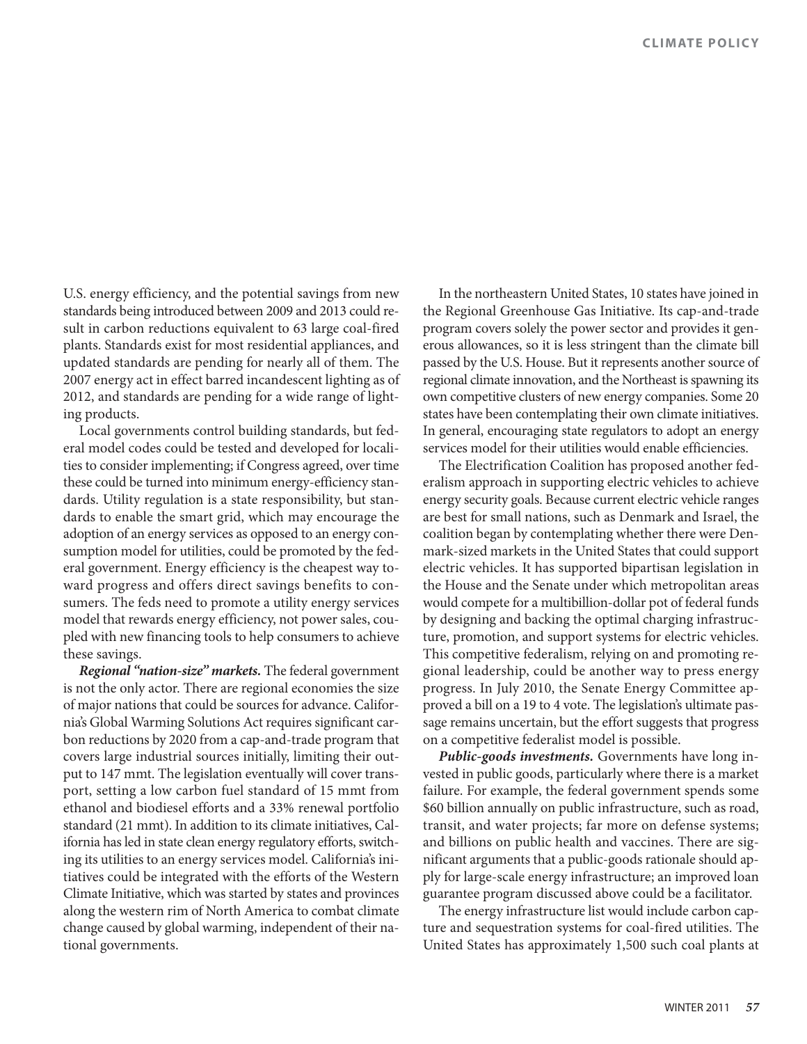U.S. energy efficiency, and the potential savings from new standards being introduced between 2009 and 2013 could result in carbon reductions equivalent to 63 large coal-fired plants. Standards exist for most residential appliances, and updated standards are pending for nearly all of them. The 2007 energy act in effect barred incandescent lighting as of 2012, and standards are pending for a wide range of lighting products.

Local governments control building standards, but federal model codes could be tested and developed for localities to consider implementing; if Congress agreed, over time these could be turned into minimum energy-efficiency standards. Utility regulation is a state responsibility, but standards to enable the smart grid, which may encourage the adoption of an energy services as opposed to an energy consumption model for utilities, could be promoted by the federal government. Energy efficiency is the cheapest way toward progress and offers direct savings benefits to consumers. The feds need to promote a utility energy services model that rewards energy efficiency, not power sales, coupled with new financing tools to help consumers to achieve these savings.

***Regional "nation-size" markets.*** The federal government is not the only actor. There are regional economies the size of major nations that could be sources for advance. California's Global Warming Solutions Act requires significant carbon reductions by 2020 from a cap-and-trade program that covers large industrial sources initially, limiting their output to 147 mmt. The legislation eventually will cover transport, setting a low carbon fuel standard of 15 mmt from ethanol and biodiesel efforts and a 33% renewal portfolio standard (21 mmt). In addition to its climate initiatives, California has led in state clean energy regulatory efforts, switching its utilities to an energy services model. California's initiatives could be integrated with the efforts of the Western Climate Initiative, which was started by states and provinces along the western rim of North America to combat climate change caused by global warming, independent of their national governments.

In the northeastern United States, 10 states have joined in the Regional Greenhouse Gas Initiative. Its cap-and-trade program covers solely the power sector and provides it generous allowances, so it is less stringent than the climate bill passed by the U.S. House. But it represents another source of regional climate innovation, and the Northeast is spawning its own competitive clusters of new energy companies. Some 20 states have been contemplating their own climate initiatives. In general, encouraging state regulators to adopt an energy services model for their utilities would enable efficiencies.

The Electrification Coalition has proposed another federalism approach in supporting electric vehicles to achieve energy security goals. Because current electric vehicle ranges are best for small nations, such as Denmark and Israel, the coalition began by contemplating whether there were Denmark-sized markets in the United States that could support electric vehicles. It has supported bipartisan legislation in the House and the Senate under which metropolitan areas would compete for a multibillion-dollar pot of federal funds by designing and backing the optimal charging infrastructure, promotion, and support systems for electric vehicles. This competitive federalism, relying on and promoting regional leadership, could be another way to press energy progress. In July 2010, the Senate Energy Committee approved a bill on a 19 to 4 vote. The legislation's ultimate passage remains uncertain, but the effort suggests that progress on a competitive federalist model is possible.

***Public-goods investments.*** Governments have long invested in public goods, particularly where there is a market failure. For example, the federal government spends some \$60 billion annually on public infrastructure, such as road, transit, and water projects; far more on defense systems; and billions on public health and vaccines. There are significant arguments that a public-goods rationale should apply for large-scale energy infrastructure; an improved loan guarantee program discussed above could be a facilitator.

The energy infrastructure list would include carbon capture and sequestration systems for coal-fired utilities. The United States has approximately 1,500 such coal plants at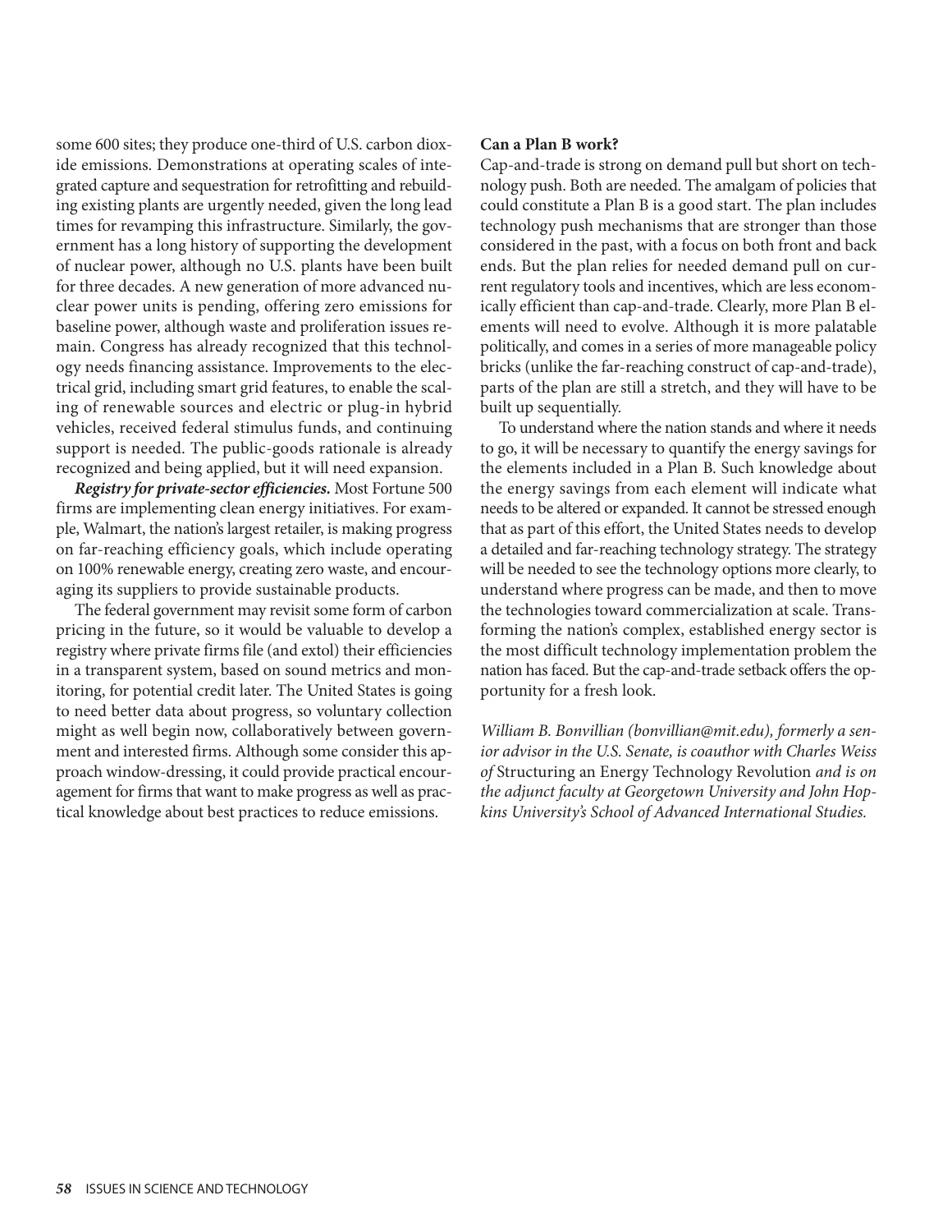some 600 sites; they produce one-third of U.S. carbon dioxide emissions. Demonstrations at operating scales of integrated capture and sequestration for retrofitting and rebuilding existing plants are urgently needed, given the long lead times for revamping this infrastructure. Similarly, the government has a long history of supporting the development of nuclear power, although no U.S. plants have been built for three decades. A new generation of more advanced nuclear power units is pending, offering zero emissions for baseline power, although waste and proliferation issues remain. Congress has already recognized that this technology needs financing assistance. Improvements to the electrical grid, including smart grid features, to enable the scaling of renewable sources and electric or plug-in hybrid vehicles, received federal stimulus funds, and continuing support is needed. The public-goods rationale is already recognized and being applied, but it will need expansion.

***Registry for private-sector efficiencies.*** Most Fortune 500 firms are implementing clean energy initiatives. For example, Walmart, the nation's largest retailer, is making progress on far-reaching efficiency goals, which include operating on 100% renewable energy, creating zero waste, and encouraging its suppliers to provide sustainable products.

The federal government may revisit some form of carbon pricing in the future, so it would be valuable to develop a registry where private firms file (and extol) their efficiencies in a transparent system, based on sound metrics and monitoring, for potential credit later. The United States is going to need better data about progress, so voluntary collection might as well begin now, collaboratively between government and interested firms. Although some consider this approach window-dressing, it could provide practical encouragement for firms that want to make progress as well as practical knowledge about best practices to reduce emissions.

**Can a Plan B work?**

Cap-and-trade is strong on demand pull but short on technology push. Both are needed. The amalgam of policies that could constitute a Plan B is a good start. The plan includes technology push mechanisms that are stronger than those considered in the past, with a focus on both front and back ends. But the plan relies for needed demand pull on current regulatory tools and incentives, which are less economically efficient than cap-and-trade. Clearly, more Plan B elements will need to evolve. Although it is more palatable politically, and comes in a series of more manageable policy bricks (unlike the far-reaching construct of cap-and-trade), parts of the plan are still a stretch, and they will have to be built up sequentially.

To understand where the nation stands and where it needs to go, it will be necessary to quantify the energy savings for the elements included in a Plan B. Such knowledge about the energy savings from each element will indicate what needs to be altered or expanded. It cannot be stressed enough that as part of this effort, the United States needs to develop a detailed and far-reaching technology strategy. The strategy will be needed to see the technology options more clearly, to understand where progress can be made, and then to move the technologies toward commercialization at scale. Transforming the nation's complex, established energy sector is the most difficult technology implementation problem the nation has faced. But the cap-and-trade setback offers the opportunity for a fresh look.

*William B. Bonvillian (bonvillian@mit.edu), formerly a senior advisor in the U.S. Senate, is coauthor with Charles Weiss of* Structuring an Energy Technology Revolution *and is on the adjunct faculty at Georgetown University and John Hopkins University's School of Advanced International Studies.*